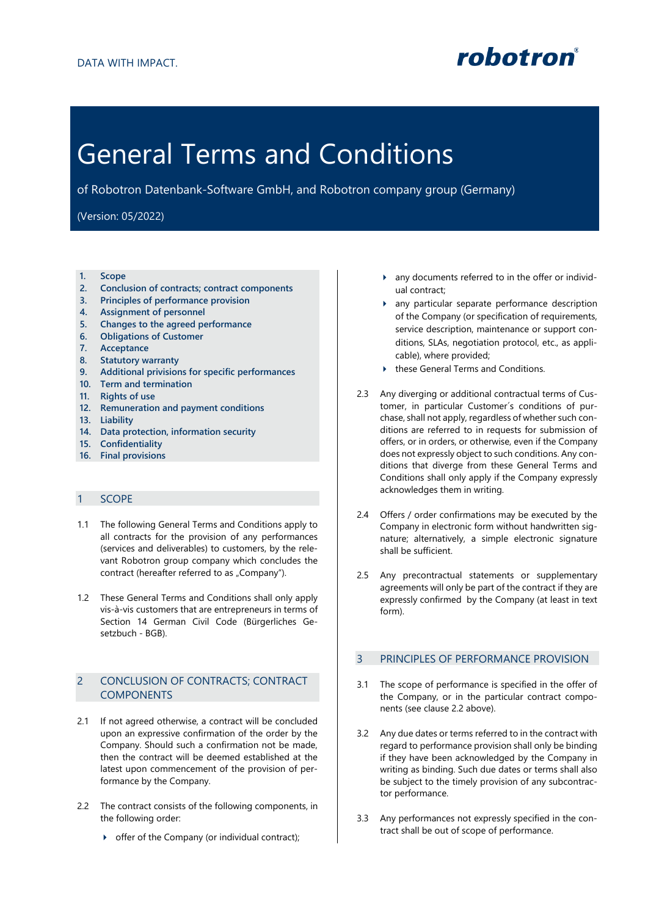DATA WITH IMPACT.

robotron®

# General Terms and Conditions

of Robotron Datenbank-Software GmbH, and Robotron company group (Germany)

(Version: 05/2022)

1. Scope
2. Conclusion of contracts; contract components
3. Principles of performance provision
4. Assignment of personnel
5. Changes to the agreed performance
6. Obligations of Customer
7. Acceptance
8. Statutory warranty
9. Additional privisions for specific performances
10. Term and termination
11. Rights of use
12. Remuneration and payment conditions
13. Liability
14. Data protection, information security
15. Confidentiality
16. Final provisions

## 1 SCOPE

1.1 The following General Terms and Conditions apply to all contracts for the provision of any performances (services and deliverables) to customers, by the relevant Robotron group company which concludes the contract (hereafter referred to as „Company").

1.2 These General Terms and Conditions shall only apply vis-à-vis customers that are entrepreneurs in terms of Section 14 German Civil Code (Bürgerliches Gesetzbuch - BGB).

## 2 CONCLUSION OF CONTRACTS; CONTRACT COMPONENTS

2.1 If not agreed otherwise, a contract will be concluded upon an expressive confirmation of the order by the Company. Should such a confirmation not be made, then the contract will be deemed established at the latest upon commencement of the provision of performance by the Company.

2.2 The contract consists of the following components, in the following order:

- offer of the Company (or individual contract);
- any documents referred to in the offer or individual contract;
- any particular separate performance description of the Company (or specification of requirements, service description, maintenance or support conditions, SLAs, negotiation protocol, etc., as applicable), where provided;
- these General Terms and Conditions.

2.3 Any diverging or additional contractual terms of Customer, in particular Customer´s conditions of purchase, shall not apply, regardless of whether such conditions are referred to in requests for submission of offers, or in orders, or otherwise, even if the Company does not expressly object to such conditions. Any conditions that diverge from these General Terms and Conditions shall only apply if the Company expressly acknowledges them in writing.

2.4 Offers / order confirmations may be executed by the Company in electronic form without handwritten signature; alternatively, a simple electronic signature shall be sufficient.

2.5 Any precontractual statements or supplementary agreements will only be part of the contract if they are expressly confirmed by the Company (at least in text form).

## 3 PRINCIPLES OF PERFORMANCE PROVISION

3.1 The scope of performance is specified in the offer of the Company, or in the particular contract components (see clause 2.2 above).

3.2 Any due dates or terms referred to in the contract with regard to performance provision shall only be binding if they have been acknowledged by the Company in writing as binding. Such due dates or terms shall also be subject to the timely provision of any subcontractor performance.

3.3 Any performances not expressly specified in the contract shall be out of scope of performance.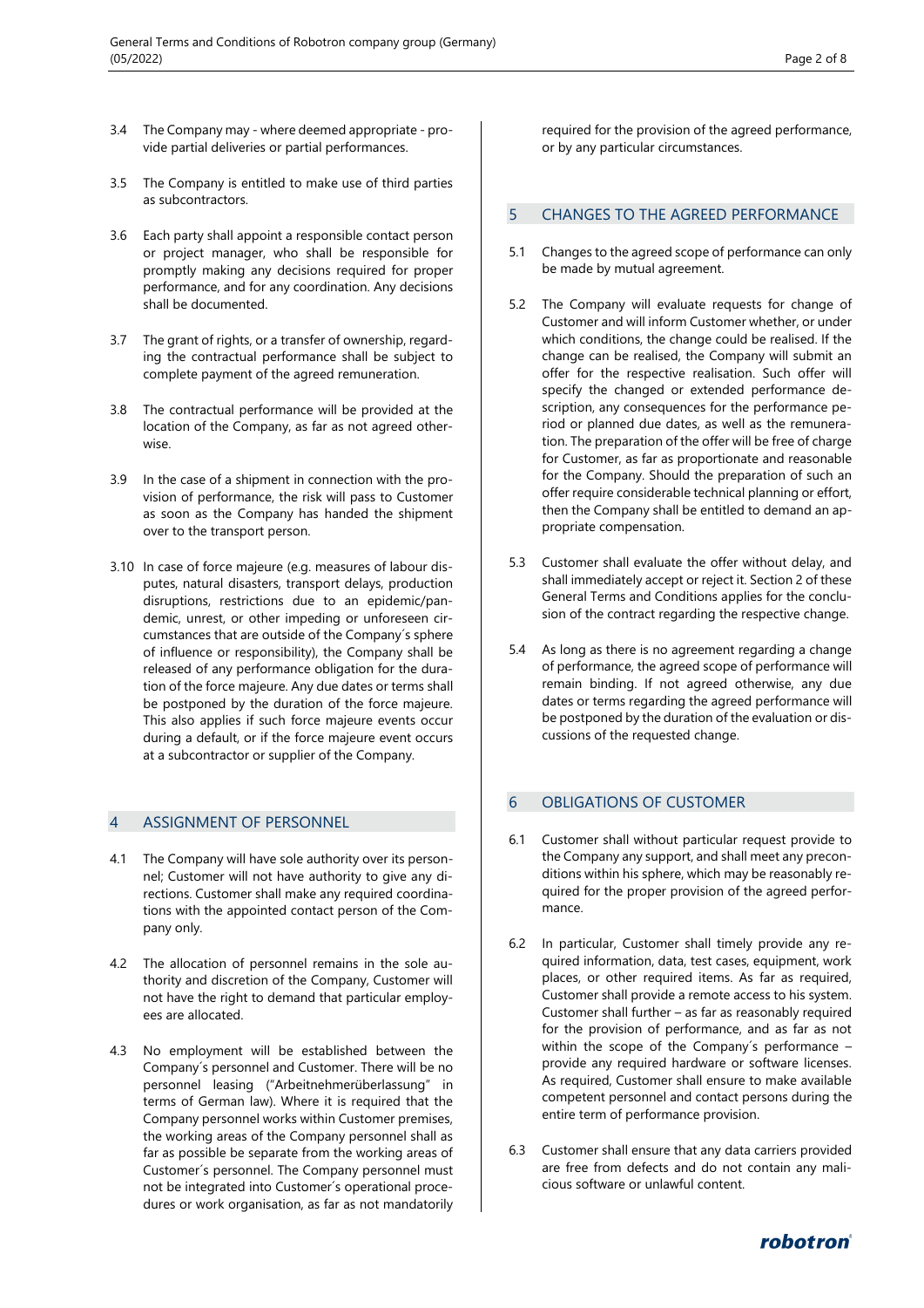3.4 The Company may - where deemed appropriate - provide partial deliveries or partial performances.

3.5 The Company is entitled to make use of third parties as subcontractors.

3.6 Each party shall appoint a responsible contact person or project manager, who shall be responsible for promptly making any decisions required for proper performance, and for any coordination. Any decisions shall be documented.

3.7 The grant of rights, or a transfer of ownership, regarding the contractual performance shall be subject to complete payment of the agreed remuneration.

3.8 The contractual performance will be provided at the location of the Company, as far as not agreed otherwise.

3.9 In the case of a shipment in connection with the provision of performance, the risk will pass to Customer as soon as the Company has handed the shipment over to the transport person.

3.10 In case of force majeure (e.g. measures of labour disputes, natural disasters, transport delays, production disruptions, restrictions due to an epidemic/pandemic, unrest, or other impeding or unforeseen circumstances that are outside of the Company´s sphere of influence or responsibility), the Company shall be released of any performance obligation for the duration of the force majeure. Any due dates or terms shall be postponed by the duration of the force majeure. This also applies if such force majeure events occur during a default, or if the force majeure event occurs at a subcontractor or supplier of the Company.

## 4 ASSIGNMENT OF PERSONNEL

4.1 The Company will have sole authority over its personnel; Customer will not have authority to give any directions. Customer shall make any required coordinations with the appointed contact person of the Company only.

4.2 The allocation of personnel remains in the sole authority and discretion of the Company, Customer will not have the right to demand that particular employees are allocated.

4.3 No employment will be established between the Company´s personnel and Customer. There will be no personnel leasing ("Arbeitnehmerüberlassung" in terms of German law). Where it is required that the Company personnel works within Customer premises, the working areas of the Company personnel shall as far as possible be separate from the working areas of Customer´s personnel. The Company personnel must not be integrated into Customer´s operational procedures or work organisation, as far as not mandatorily required for the provision of the agreed performance, or by any particular circumstances.

## 5 CHANGES TO THE AGREED PERFORMANCE

5.1 Changes to the agreed scope of performance can only be made by mutual agreement.

5.2 The Company will evaluate requests for change of Customer and will inform Customer whether, or under which conditions, the change could be realised. If the change can be realised, the Company will submit an offer for the respective realisation. Such offer will specify the changed or extended performance description, any consequences for the performance period or planned due dates, as well as the remuneration. The preparation of the offer will be free of charge for Customer, as far as proportionate and reasonable for the Company. Should the preparation of such an offer require considerable technical planning or effort, then the Company shall be entitled to demand an appropriate compensation.

5.3 Customer shall evaluate the offer without delay, and shall immediately accept or reject it. Section 2 of these General Terms and Conditions applies for the conclusion of the contract regarding the respective change.

5.4 As long as there is no agreement regarding a change of performance, the agreed scope of performance will remain binding. If not agreed otherwise, any due dates or terms regarding the agreed performance will be postponed by the duration of the evaluation or discussions of the requested change.

## 6 OBLIGATIONS OF CUSTOMER

6.1 Customer shall without particular request provide to the Company any support, and shall meet any preconditions within his sphere, which may be reasonably required for the proper provision of the agreed performance.

6.2 In particular, Customer shall timely provide any required information, data, test cases, equipment, work places, or other required items. As far as required, Customer shall provide a remote access to his system. Customer shall further – as far as reasonably required for the provision of performance, and as far as not within the scope of the Company´s performance – provide any required hardware or software licenses. As required, Customer shall ensure to make available competent personnel and contact persons during the entire term of performance provision.

6.3 Customer shall ensure that any data carriers provided are free from defects and do not contain any malicious software or unlawful content.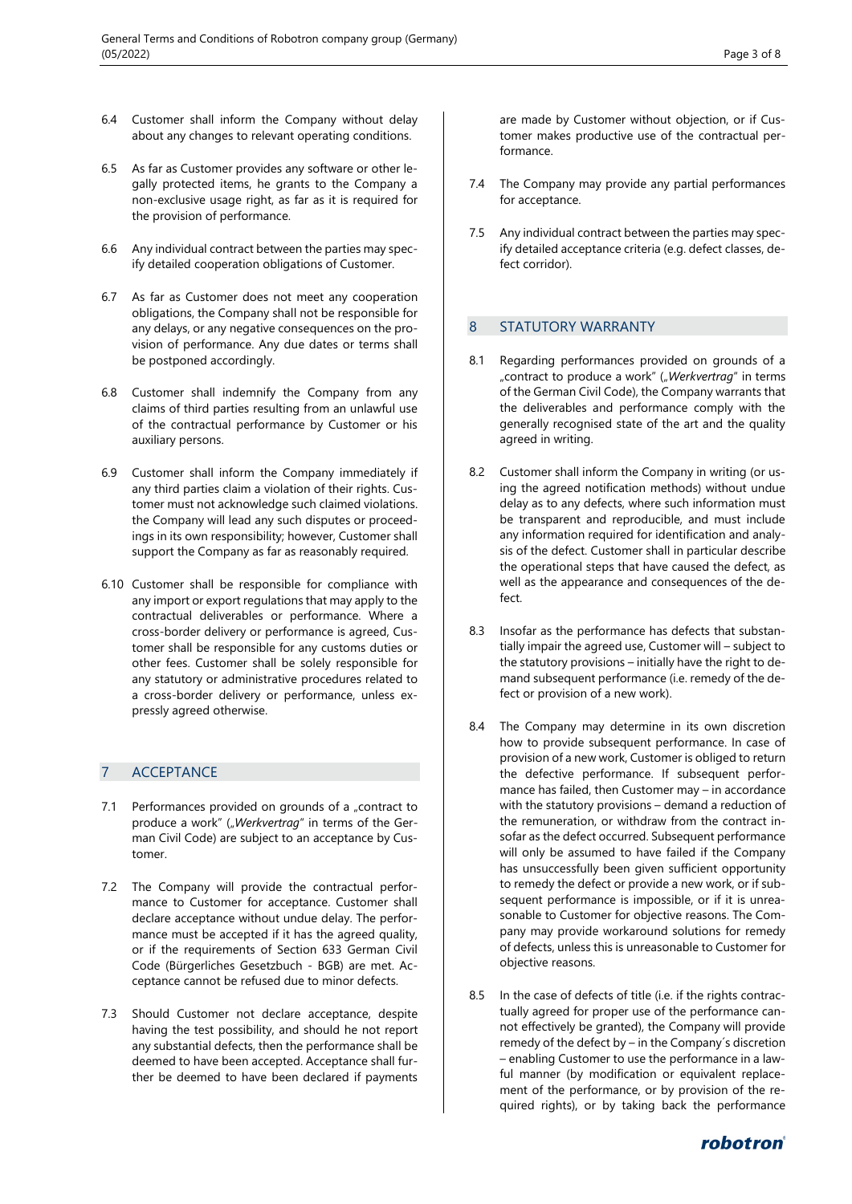6.4 Customer shall inform the Company without delay about any changes to relevant operating conditions.

6.5 As far as Customer provides any software or other legally protected items, he grants to the Company a non-exclusive usage right, as far as it is required for the provision of performance.

6.6 Any individual contract between the parties may specify detailed cooperation obligations of Customer.

6.7 As far as Customer does not meet any cooperation obligations, the Company shall not be responsible for any delays, or any negative consequences on the provision of performance. Any due dates or terms shall be postponed accordingly.

6.8 Customer shall indemnify the Company from any claims of third parties resulting from an unlawful use of the contractual performance by Customer or his auxiliary persons.

6.9 Customer shall inform the Company immediately if any third parties claim a violation of their rights. Customer must not acknowledge such claimed violations. the Company will lead any such disputes or proceedings in its own responsibility; however, Customer shall support the Company as far as reasonably required.

6.10 Customer shall be responsible for compliance with any import or export regulations that may apply to the contractual deliverables or performance. Where a cross-border delivery or performance is agreed, Customer shall be responsible for any customs duties or other fees. Customer shall be solely responsible for any statutory or administrative procedures related to a cross-border delivery or performance, unless expressly agreed otherwise.

## 7 ACCEPTANCE

7.1 Performances provided on grounds of a „contract to produce a work" („*Werkvertrag*" in terms of the German Civil Code) are subject to an acceptance by Customer.

7.2 The Company will provide the contractual performance to Customer for acceptance. Customer shall declare acceptance without undue delay. The performance must be accepted if it has the agreed quality, or if the requirements of Section 633 German Civil Code (Bürgerliches Gesetzbuch - BGB) are met. Acceptance cannot be refused due to minor defects.

7.3 Should Customer not declare acceptance, despite having the test possibility, and should he not report any substantial defects, then the performance shall be deemed to have been accepted. Acceptance shall further be deemed to have been declared if payments are made by Customer without objection, or if Customer makes productive use of the contractual performance.

7.4 The Company may provide any partial performances for acceptance.

7.5 Any individual contract between the parties may specify detailed acceptance criteria (e.g. defect classes, defect corridor).

## 8 STATUTORY WARRANTY

8.1 Regarding performances provided on grounds of a „contract to produce a work" („*Werkvertrag*" in terms of the German Civil Code), the Company warrants that the deliverables and performance comply with the generally recognised state of the art and the quality agreed in writing.

8.2 Customer shall inform the Company in writing (or using the agreed notification methods) without undue delay as to any defects, where such information must be transparent and reproducible, and must include any information required for identification and analysis of the defect. Customer shall in particular describe the operational steps that have caused the defect, as well as the appearance and consequences of the defect.

8.3 Insofar as the performance has defects that substantially impair the agreed use, Customer will – subject to the statutory provisions – initially have the right to demand subsequent performance (i.e. remedy of the defect or provision of a new work).

8.4 The Company may determine in its own discretion how to provide subsequent performance. In case of provision of a new work, Customer is obliged to return the defective performance. If subsequent performance has failed, then Customer may – in accordance with the statutory provisions – demand a reduction of the remuneration, or withdraw from the contract insofar as the defect occurred. Subsequent performance will only be assumed to have failed if the Company has unsuccessfully been given sufficient opportunity to remedy the defect or provide a new work, or if subsequent performance is impossible, or if it is unreasonable to Customer for objective reasons. The Company may provide workaround solutions for remedy of defects, unless this is unreasonable to Customer for objective reasons.

8.5 In the case of defects of title (i.e. if the rights contractually agreed for proper use of the performance cannot effectively be granted), the Company will provide remedy of the defect by – in the Company´s discretion – enabling Customer to use the performance in a lawful manner (by modification or equivalent replacement of the performance, or by provision of the required rights), or by taking back the performance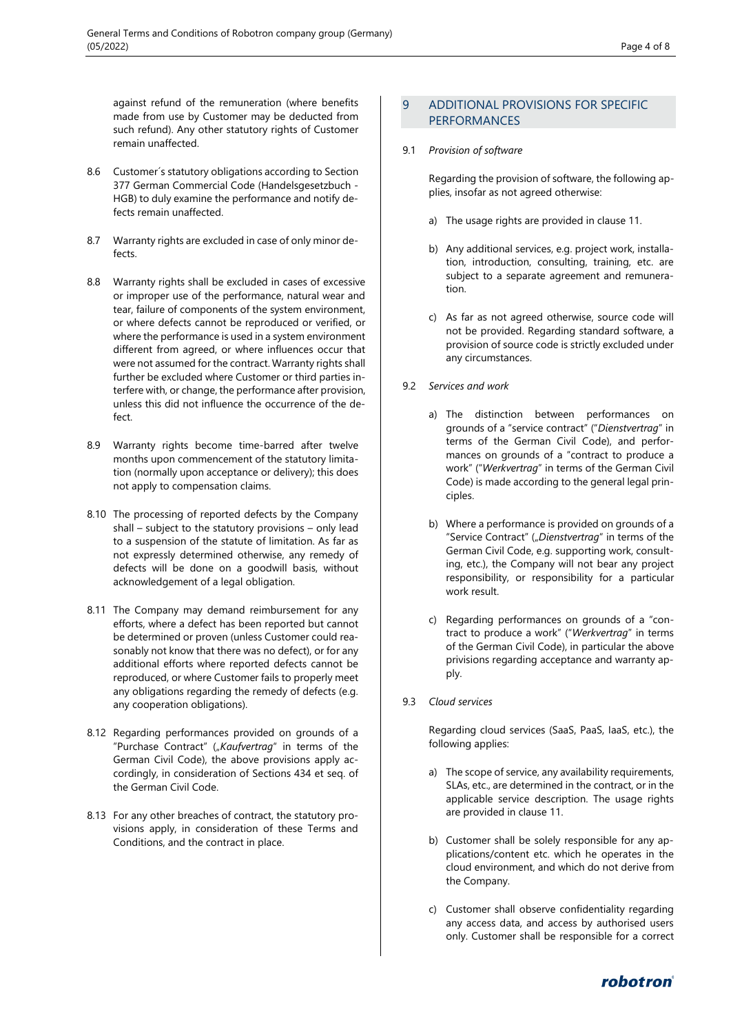against refund of the remuneration (where benefits made from use by Customer may be deducted from such refund). Any other statutory rights of Customer remain unaffected.

8.6 Customer´s statutory obligations according to Section 377 German Commercial Code (Handelsgesetzbuch - HGB) to duly examine the performance and notify defects remain unaffected.

8.7 Warranty rights are excluded in case of only minor defects.

8.8 Warranty rights shall be excluded in cases of excessive or improper use of the performance, natural wear and tear, failure of components of the system environment, or where defects cannot be reproduced or verified, or where the performance is used in a system environment different from agreed, or where influences occur that were not assumed for the contract. Warranty rights shall further be excluded where Customer or third parties interfere with, or change, the performance after provision, unless this did not influence the occurrence of the defect.

8.9 Warranty rights become time-barred after twelve months upon commencement of the statutory limitation (normally upon acceptance or delivery); this does not apply to compensation claims.

8.10 The processing of reported defects by the Company shall – subject to the statutory provisions – only lead to a suspension of the statute of limitation. As far as not expressly determined otherwise, any remedy of defects will be done on a goodwill basis, without acknowledgement of a legal obligation.

8.11 The Company may demand reimbursement for any efforts, where a defect has been reported but cannot be determined or proven (unless Customer could reasonably not know that there was no defect), or for any additional efforts where reported defects cannot be reproduced, or where Customer fails to properly meet any obligations regarding the remedy of defects (e.g. any cooperation obligations).

8.12 Regarding performances provided on grounds of a "Purchase Contract" („*Kaufvertrag*" in terms of the German Civil Code), the above provisions apply accordingly, in consideration of Sections 434 et seq. of the German Civil Code.

8.13 For any other breaches of contract, the statutory provisions apply, in consideration of these Terms and Conditions, and the contract in place.

## 9 ADDITIONAL PROVISIONS FOR SPECIFIC PERFORMANCES

9.1 *Provision of software*

Regarding the provision of software, the following applies, insofar as not agreed otherwise:

a) The usage rights are provided in clause 11.

b) Any additional services, e.g. project work, installation, introduction, consulting, training, etc. are subject to a separate agreement and remuneration.

c) As far as not agreed otherwise, source code will not be provided. Regarding standard software, a provision of source code is strictly excluded under any circumstances.

9.2 *Services and work*

a) The distinction between performances on grounds of a "service contract" ("*Dienstvertrag*" in terms of the German Civil Code), and performances on grounds of a "contract to produce a work" ("*Werkvertrag*" in terms of the German Civil Code) is made according to the general legal principles.

b) Where a performance is provided on grounds of a "Service Contract" („*Dienstvertrag*" in terms of the German Civil Code, e.g. supporting work, consulting, etc.), the Company will not bear any project responsibility, or responsibility for a particular work result.

c) Regarding performances on grounds of a "contract to produce a work" ("*Werkvertrag*" in terms of the German Civil Code), in particular the above privisions regarding acceptance and warranty apply.

9.3 *Cloud services*

Regarding cloud services (SaaS, PaaS, IaaS, etc.), the following applies:

a) The scope of service, any availability requirements, SLAs, etc., are determined in the contract, or in the applicable service description. The usage rights are provided in clause 11.

b) Customer shall be solely responsible for any applications/content etc. which he operates in the cloud environment, and which do not derive from the Company.

c) Customer shall observe confidentiality regarding any access data, and access by authorised users only. Customer shall be responsible for a correct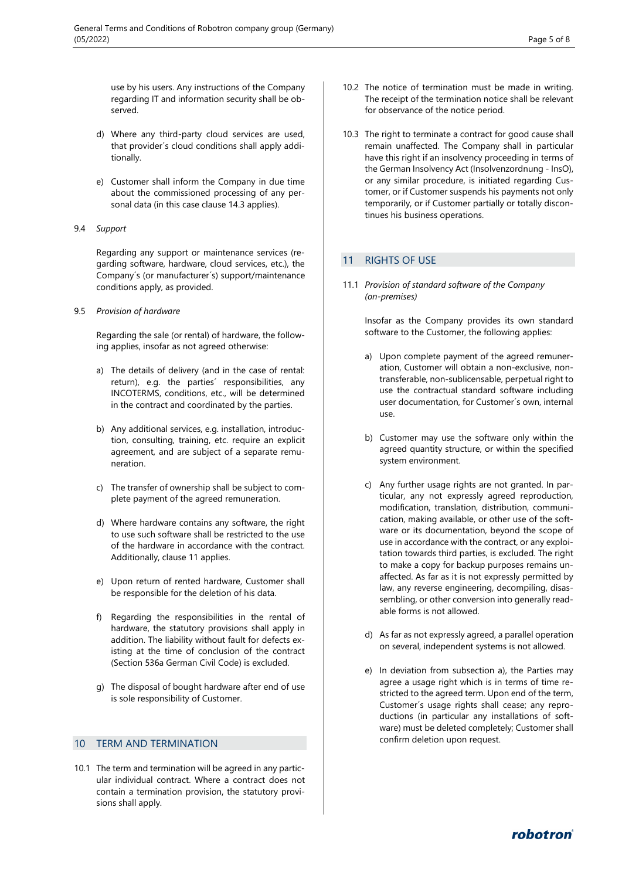use by his users. Any instructions of the Company regarding IT and information security shall be observed.

d) Where any third-party cloud services are used, that provider´s cloud conditions shall apply additionally.

e) Customer shall inform the Company in due time about the commissioned processing of any personal data (in this case clause 14.3 applies).

9.4 *Support*

Regarding any support or maintenance services (regarding software, hardware, cloud services, etc.), the Company´s (or manufacturer´s) support/maintenance conditions apply, as provided.

9.5 *Provision of hardware*

Regarding the sale (or rental) of hardware, the following applies, insofar as not agreed otherwise:

a) The details of delivery (and in the case of rental: return), e.g. the parties´ responsibilities, any INCOTERMS, conditions, etc., will be determined in the contract and coordinated by the parties.

b) Any additional services, e.g. installation, introduction, consulting, training, etc. require an explicit agreement, and are subject of a separate remuneration.

c) The transfer of ownership shall be subject to complete payment of the agreed remuneration.

d) Where hardware contains any software, the right to use such software shall be restricted to the use of the hardware in accordance with the contract. Additionally, clause 11 applies.

e) Upon return of rented hardware, Customer shall be responsible for the deletion of his data.

f) Regarding the responsibilities in the rental of hardware, the statutory provisions shall apply in addition. The liability without fault for defects existing at the time of conclusion of the contract (Section 536a German Civil Code) is excluded.

g) The disposal of bought hardware after end of use is sole responsibility of Customer.

## 10 TERM AND TERMINATION

10.1 The term and termination will be agreed in any particular individual contract. Where a contract does not contain a termination provision, the statutory provisions shall apply.

10.2 The notice of termination must be made in writing. The receipt of the termination notice shall be relevant for observance of the notice period.

10.3 The right to terminate a contract for good cause shall remain unaffected. The Company shall in particular have this right if an insolvency proceeding in terms of the German Insolvency Act (Insolvenzordnung - InsO), or any similar procedure, is initiated regarding Customer, or if Customer suspends his payments not only temporarily, or if Customer partially or totally discontinues his business operations.

## 11 RIGHTS OF USE

11.1 *Provision of standard software of the Company (on-premises)*

Insofar as the Company provides its own standard software to the Customer, the following applies:

a) Upon complete payment of the agreed remuneration, Customer will obtain a non-exclusive, non-transferable, non-sublicensable, perpetual right to use the contractual standard software including user documentation, for Customer´s own, internal use.

b) Customer may use the software only within the agreed quantity structure, or within the specified system environment.

c) Any further usage rights are not granted. In particular, any not expressly agreed reproduction, modification, translation, distribution, communication, making available, or other use of the software or its documentation, beyond the scope of use in accordance with the contract, or any exploitation towards third parties, is excluded. The right to make a copy for backup purposes remains unaffected. As far as it is not expressly permitted by law, any reverse engineering, decompiling, disassembling, or other conversion into generally readable forms is not allowed.

d) As far as not expressly agreed, a parallel operation on several, independent systems is not allowed.

e) In deviation from subsection a), the Parties may agree a usage right which is in terms of time restricted to the agreed term. Upon end of the term, Customer´s usage rights shall cease; any reproductions (in particular any installations of software) must be deleted completely; Customer shall confirm deletion upon request.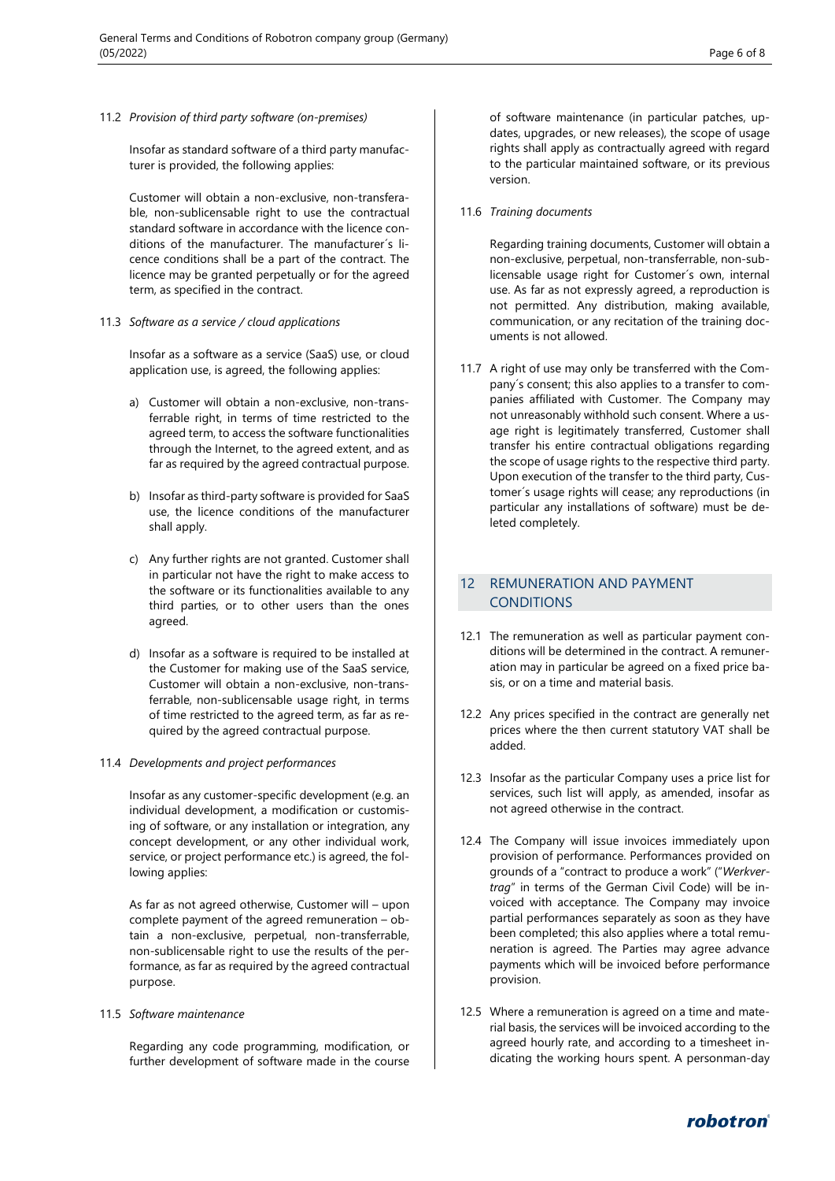11.2 *Provision of third party software (on-premises)*

Insofar as standard software of a third party manufacturer is provided, the following applies:

Customer will obtain a non-exclusive, non-transferable, non-sublicensable right to use the contractual standard software in accordance with the licence conditions of the manufacturer. The manufacturer´s licence conditions shall be a part of the contract. The licence may be granted perpetually or for the agreed term, as specified in the contract.

11.3 *Software as a service / cloud applications*

Insofar as a software as a service (SaaS) use, or cloud application use, is agreed, the following applies:

a) Customer will obtain a non-exclusive, non-transferrable right, in terms of time restricted to the agreed term, to access the software functionalities through the Internet, to the agreed extent, and as far as required by the agreed contractual purpose.

b) Insofar as third-party software is provided for SaaS use, the licence conditions of the manufacturer shall apply.

c) Any further rights are not granted. Customer shall in particular not have the right to make access to the software or its functionalities available to any third parties, or to other users than the ones agreed.

d) Insofar as a software is required to be installed at the Customer for making use of the SaaS service, Customer will obtain a non-exclusive, non-transferrable, non-sublicensable usage right, in terms of time restricted to the agreed term, as far as required by the agreed contractual purpose.

11.4 *Developments and project performances*

Insofar as any customer-specific development (e.g. an individual development, a modification or customising of software, or any installation or integration, any concept development, or any other individual work, service, or project performance etc.) is agreed, the following applies:

As far as not agreed otherwise, Customer will – upon complete payment of the agreed remuneration – obtain a non-exclusive, perpetual, non-transferrable, non-sublicensable right to use the results of the performance, as far as required by the agreed contractual purpose.

11.5 *Software maintenance*

Regarding any code programming, modification, or further development of software made in the course of software maintenance (in particular patches, updates, upgrades, or new releases), the scope of usage rights shall apply as contractually agreed with regard to the particular maintained software, or its previous version.

11.6 *Training documents*

Regarding training documents, Customer will obtain a non-exclusive, perpetual, non-transferrable, non-sublicensable usage right for Customer´s own, internal use. As far as not expressly agreed, a reproduction is not permitted. Any distribution, making available, communication, or any recitation of the training documents is not allowed.

11.7 A right of use may only be transferred with the Company´s consent; this also applies to a transfer to companies affiliated with Customer. The Company may not unreasonably withhold such consent. Where a usage right is legitimately transferred, Customer shall transfer his entire contractual obligations regarding the scope of usage rights to the respective third party. Upon execution of the transfer to the third party, Customer´s usage rights will cease; any reproductions (in particular any installations of software) must be deleted completely.

## 12 REMUNERATION AND PAYMENT CONDITIONS

12.1 The remuneration as well as particular payment conditions will be determined in the contract. A remuneration may in particular be agreed on a fixed price basis, or on a time and material basis.

12.2 Any prices specified in the contract are generally net prices where the then current statutory VAT shall be added.

12.3 Insofar as the particular Company uses a price list for services, such list will apply, as amended, insofar as not agreed otherwise in the contract.

12.4 The Company will issue invoices immediately upon provision of performance. Performances provided on grounds of a "contract to produce a work" ("*Werkvertrag*" in terms of the German Civil Code) will be invoiced with acceptance. The Company may invoice partial performances separately as soon as they have been completed; this also applies where a total remuneration is agreed. The Parties may agree advance payments which will be invoiced before performance provision.

12.5 Where a remuneration is agreed on a time and material basis, the services will be invoiced according to the agreed hourly rate, and according to a timesheet indicating the working hours spent. A personman-day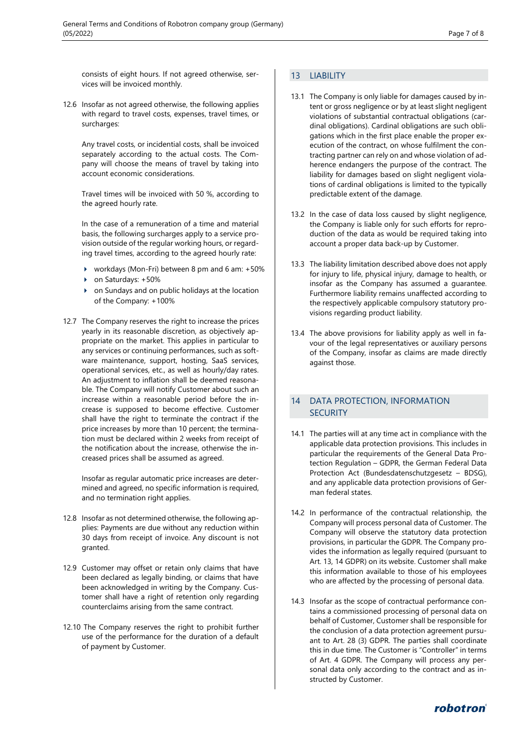consists of eight hours. If not agreed otherwise, services will be invoiced monthly.

12.6 Insofar as not agreed otherwise, the following applies with regard to travel costs, expenses, travel times, or surcharges:

Any travel costs, or incidential costs, shall be invoiced separately according to the actual costs. The Company will choose the means of travel by taking into account economic considerations.

Travel times will be invoiced with 50 %, according to the agreed hourly rate.

In the case of a remuneration of a time and material basis, the following surcharges apply to a service provision outside of the regular working hours, or regarding travel times, according to the agreed hourly rate:

- workdays (Mon-Fri) between 8 pm and 6 am: +50%
- on Saturdays: +50%
- on Sundays and on public holidays at the location of the Company: +100%

12.7 The Company reserves the right to increase the prices yearly in its reasonable discretion, as objectively appropriate on the market. This applies in particular to any services or continuing performances, such as software maintenance, support, hosting, SaaS services, operational services, etc., as well as hourly/day rates. An adjustment to inflation shall be deemed reasonable. The Company will notify Customer about such an increase within a reasonable period before the increase is supposed to become effective. Customer shall have the right to terminate the contract if the price increases by more than 10 percent; the termination must be declared within 2 weeks from receipt of the notification about the increase, otherwise the increased prices shall be assumed as agreed.

Insofar as regular automatic price increases are determined and agreed, no specific information is required, and no termination right applies.

12.8 Insofar as not determined otherwise, the following applies: Payments are due without any reduction within 30 days from receipt of invoice. Any discount is not granted.

12.9 Customer may offset or retain only claims that have been declared as legally binding, or claims that have been acknowledged in writing by the Company. Customer shall have a right of retention only regarding counterclaims arising from the same contract.

12.10 The Company reserves the right to prohibit further use of the performance for the duration of a default of payment by Customer.

## 13 LIABILITY

13.1 The Company is only liable for damages caused by intent or gross negligence or by at least slight negligent violations of substantial contractual obligations (cardinal obligations). Cardinal obligations are such obligations which in the first place enable the proper execution of the contract, on whose fulfilment the contracting partner can rely on and whose violation of adherence endangers the purpose of the contract. The liability for damages based on slight negligent violations of cardinal obligations is limited to the typically predictable extent of the damage.

13.2 In the case of data loss caused by slight negligence, the Company is liable only for such efforts for reproduction of the data as would be required taking into account a proper data back-up by Customer.

13.3 The liability limitation described above does not apply for injury to life, physical injury, damage to health, or insofar as the Company has assumed a guarantee. Furthermore liability remains unaffected according to the respectively applicable compulsory statutory provisions regarding product liability.

13.4 The above provisions for liability apply as well in favour of the legal representatives or auxiliary persons of the Company, insofar as claims are made directly against those.

## 14 DATA PROTECTION, INFORMATION SECURITY

14.1 The parties will at any time act in compliance with the applicable data protection provisions. This includes in particular the requirements of the General Data Protection Regulation – GDPR, the German Federal Data Protection Act (Bundesdatenschutzgesetz – BDSG), and any applicable data protection provisions of German federal states.

14.2 In performance of the contractual relationship, the Company will process personal data of Customer. The Company will observe the statutory data protection provisions, in particular the GDPR. The Company provides the information as legally required (pursuant to Art. 13, 14 GDPR) on its website. Customer shall make this information available to those of his employees who are affected by the processing of personal data.

14.3 Insofar as the scope of contractual performance contains a commissioned processing of personal data on behalf of Customer, Customer shall be responsible for the conclusion of a data protection agreement pursuant to Art. 28 (3) GDPR. The parties shall coordinate this in due time. The Customer is "Controller" in terms of Art. 4 GDPR. The Company will process any personal data only according to the contract and as instructed by Customer.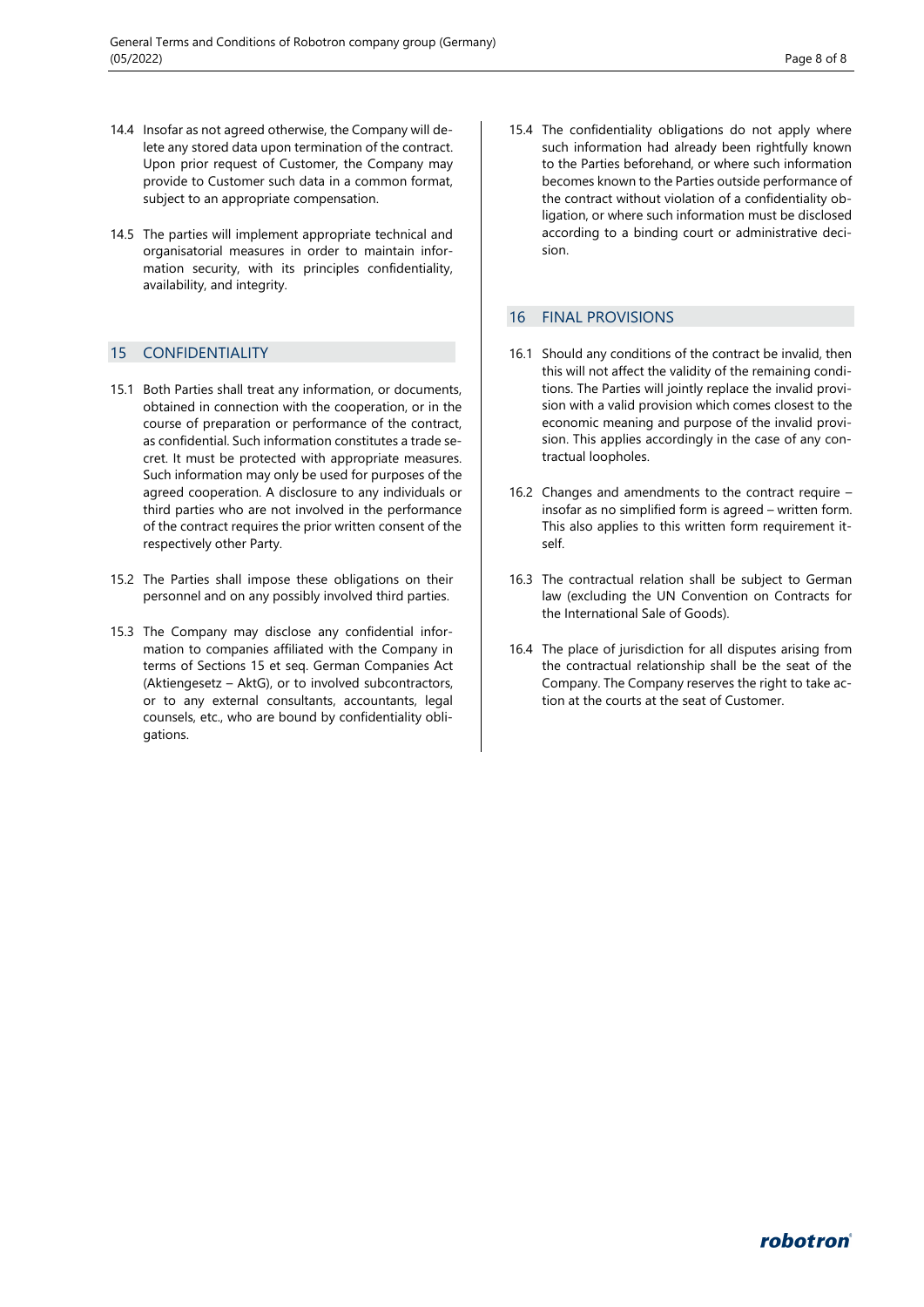14.4 Insofar as not agreed otherwise, the Company will delete any stored data upon termination of the contract. Upon prior request of Customer, the Company may provide to Customer such data in a common format, subject to an appropriate compensation.

14.5 The parties will implement appropriate technical and organisatorial measures in order to maintain information security, with its principles confidentiality, availability, and integrity.

## 15 CONFIDENTIALITY

15.1 Both Parties shall treat any information, or documents, obtained in connection with the cooperation, or in the course of preparation or performance of the contract, as confidential. Such information constitutes a trade secret. It must be protected with appropriate measures. Such information may only be used for purposes of the agreed cooperation. A disclosure to any individuals or third parties who are not involved in the performance of the contract requires the prior written consent of the respectively other Party.

15.2 The Parties shall impose these obligations on their personnel and on any possibly involved third parties.

15.3 The Company may disclose any confidential information to companies affiliated with the Company in terms of Sections 15 et seq. German Companies Act (Aktiengesetz – AktG), or to involved subcontractors, or to any external consultants, accountants, legal counsels, etc., who are bound by confidentiality obligations.

15.4 The confidentiality obligations do not apply where such information had already been rightfully known to the Parties beforehand, or where such information becomes known to the Parties outside performance of the contract without violation of a confidentiality obligation, or where such information must be disclosed according to a binding court or administrative decision.

## 16 FINAL PROVISIONS

16.1 Should any conditions of the contract be invalid, then this will not affect the validity of the remaining conditions. The Parties will jointly replace the invalid provision with a valid provision which comes closest to the economic meaning and purpose of the invalid provision. This applies accordingly in the case of any contractual loopholes.

16.2 Changes and amendments to the contract require – insofar as no simplified form is agreed – written form. This also applies to this written form requirement itself.

16.3 The contractual relation shall be subject to German law (excluding the UN Convention on Contracts for the International Sale of Goods).

16.4 The place of jurisdiction for all disputes arising from the contractual relationship shall be the seat of the Company. The Company reserves the right to take action at the courts at the seat of Customer.